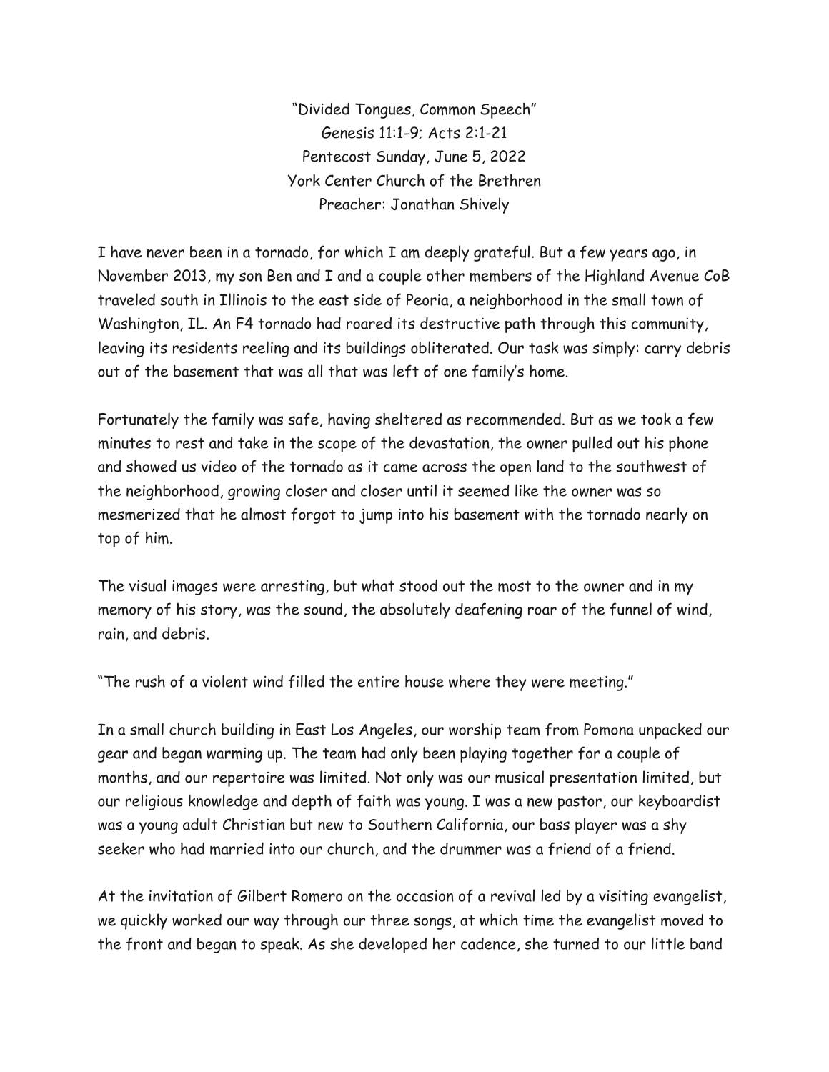"Divided Tongues, Common Speech"
Genesis 11:1-9; Acts 2:1-21
Pentecost Sunday, June 5, 2022
York Center Church of the Brethren
Preacher: Jonathan Shively

I have never been in a tornado, for which I am deeply grateful. But a few years ago, in November 2013, my son Ben and I and a couple other members of the Highland Avenue CoB traveled south in Illinois to the east side of Peoria, a neighborhood in the small town of Washington, IL. An F4 tornado had roared its destructive path through this community, leaving its residents reeling and its buildings obliterated. Our task was simply: carry debris out of the basement that was all that was left of one family's home.

Fortunately the family was safe, having sheltered as recommended. But as we took a few minutes to rest and take in the scope of the devastation, the owner pulled out his phone and showed us video of the tornado as it came across the open land to the southwest of the neighborhood, growing closer and closer until it seemed like the owner was so mesmerized that he almost forgot to jump into his basement with the tornado nearly on top of him.

The visual images were arresting, but what stood out the most to the owner and in my memory of his story, was the sound, the absolutely deafening roar of the funnel of wind, rain, and debris.

"The rush of a violent wind filled the entire house where they were meeting."

In a small church building in East Los Angeles, our worship team from Pomona unpacked our gear and began warming up. The team had only been playing together for a couple of months, and our repertoire was limited. Not only was our musical presentation limited, but our religious knowledge and depth of faith was young. I was a new pastor, our keyboardist was a young adult Christian but new to Southern California, our bass player was a shy seeker who had married into our church, and the drummer was a friend of a friend.

At the invitation of Gilbert Romero on the occasion of a revival led by a visiting evangelist, we quickly worked our way through our three songs, at which time the evangelist moved to the front and began to speak. As she developed her cadence, she turned to our little band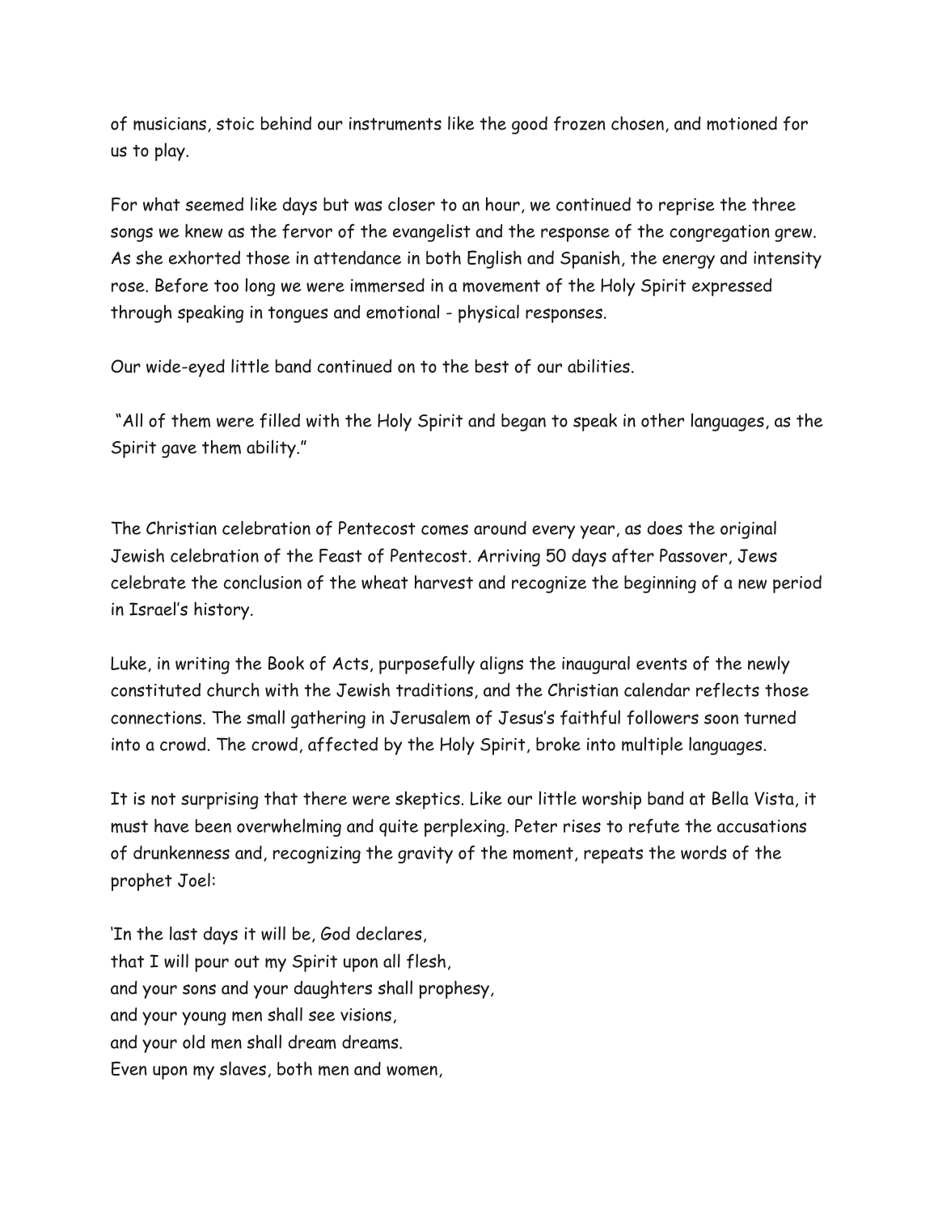of musicians, stoic behind our instruments like the good frozen chosen, and motioned for us to play.

For what seemed like days but was closer to an hour, we continued to reprise the three songs we knew as the fervor of the evangelist and the response of the congregation grew. As she exhorted those in attendance in both English and Spanish, the energy and intensity rose. Before too long we were immersed in a movement of the Holy Spirit expressed through speaking in tongues and emotional - physical responses.

Our wide-eyed little band continued on to the best of our abilities.

"All of them were filled with the Holy Spirit and began to speak in other languages, as the Spirit gave them ability."

The Christian celebration of Pentecost comes around every year, as does the original Jewish celebration of the Feast of Pentecost. Arriving 50 days after Passover, Jews celebrate the conclusion of the wheat harvest and recognize the beginning of a new period in Israel's history.

Luke, in writing the Book of Acts, purposefully aligns the inaugural events of the newly constituted church with the Jewish traditions, and the Christian calendar reflects those connections. The small gathering in Jerusalem of Jesus's faithful followers soon turned into a crowd. The crowd, affected by the Holy Spirit, broke into multiple languages.

It is not surprising that there were skeptics. Like our little worship band at Bella Vista, it must have been overwhelming and quite perplexing. Peter rises to refute the accusations of drunkenness and, recognizing the gravity of the moment, repeats the words of the prophet Joel:

'In the last days it will be, God declares,  
that I will pour out my Spirit upon all flesh,  
and your sons and your daughters shall prophesy,  
and your young men shall see visions,  
and your old men shall dream dreams.  
Even upon my slaves, both men and women,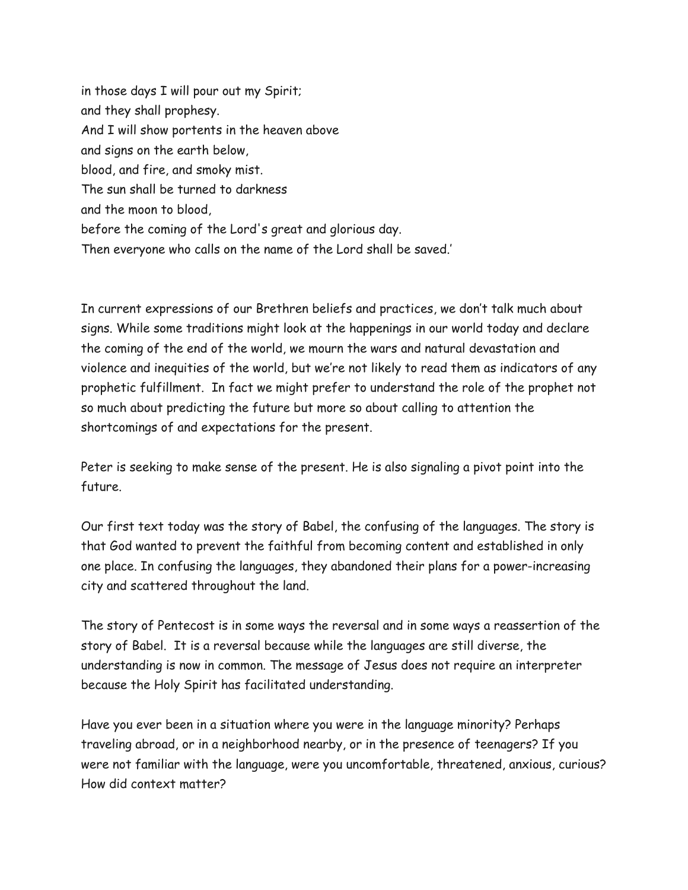in those days I will pour out my Spirit;  
and they shall prophesy.  
And I will show portents in the heaven above  
and signs on the earth below,  
blood, and fire, and smoky mist.  
The sun shall be turned to darkness  
and the moon to blood,  
before the coming of the Lord's great and glorious day.  
Then everyone who calls on the name of the Lord shall be saved.'

In current expressions of our Brethren beliefs and practices, we don't talk much about signs. While some traditions might look at the happenings in our world today and declare the coming of the end of the world, we mourn the wars and natural devastation and violence and inequities of the world, but we're not likely to read them as indicators of any prophetic fulfillment.  In fact we might prefer to understand the role of the prophet not so much about predicting the future but more so about calling to attention the shortcomings of and expectations for the present.

Peter is seeking to make sense of the present. He is also signaling a pivot point into the future.

Our first text today was the story of Babel, the confusing of the languages. The story is that God wanted to prevent the faithful from becoming content and established in only one place. In confusing the languages, they abandoned their plans for a power-increasing city and scattered throughout the land.

The story of Pentecost is in some ways the reversal and in some ways a reassertion of the story of Babel.  It is a reversal because while the languages are still diverse, the understanding is now in common. The message of Jesus does not require an interpreter because the Holy Spirit has facilitated understanding.

Have you ever been in a situation where you were in the language minority? Perhaps traveling abroad, or in a neighborhood nearby, or in the presence of teenagers? If you were not familiar with the language, were you uncomfortable, threatened, anxious, curious? How did context matter?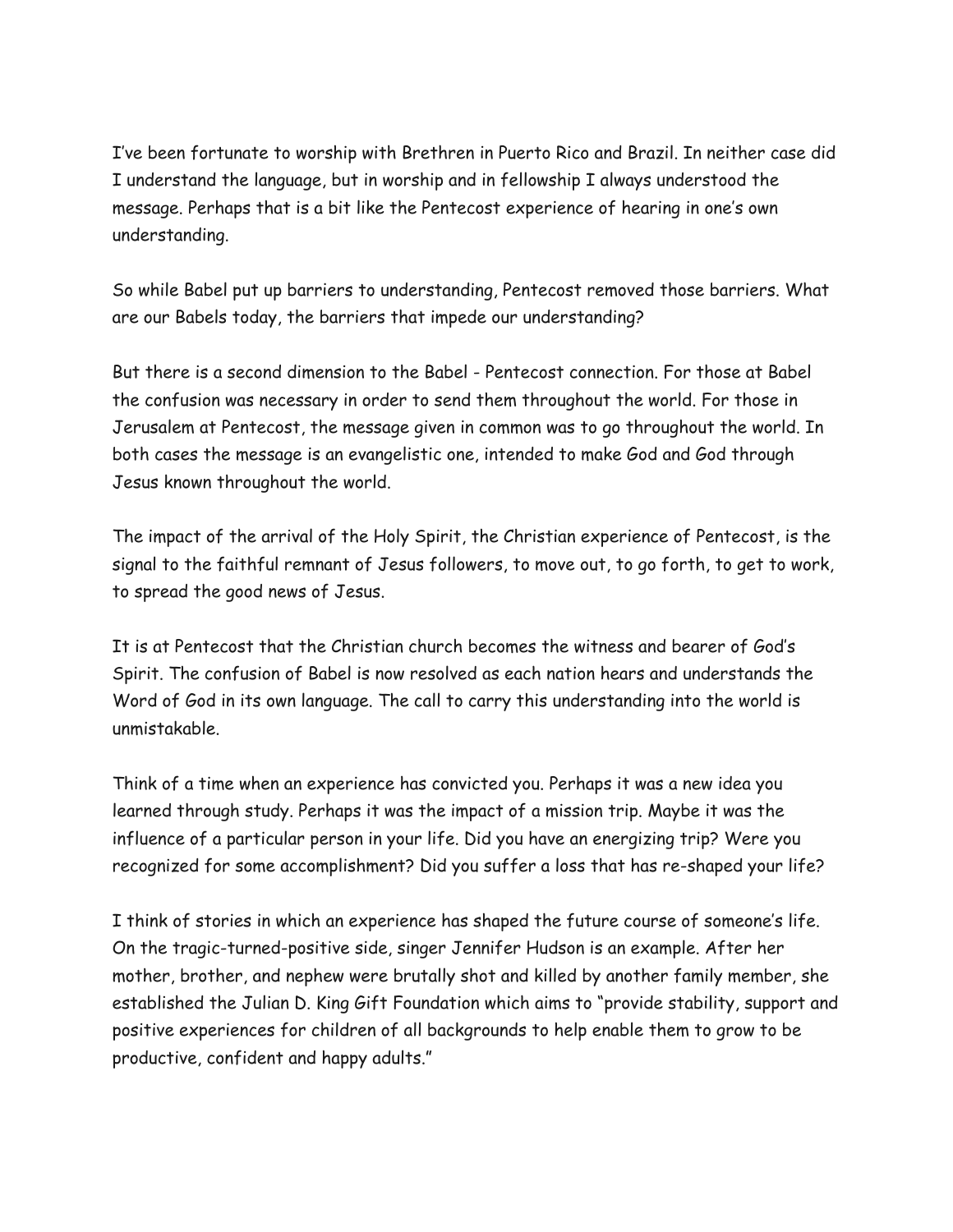I've been fortunate to worship with Brethren in Puerto Rico and Brazil. In neither case did I understand the language, but in worship and in fellowship I always understood the message. Perhaps that is a bit like the Pentecost experience of hearing in one's own understanding.

So while Babel put up barriers to understanding, Pentecost removed those barriers. What are our Babels today, the barriers that impede our understanding?

But there is a second dimension to the Babel - Pentecost connection. For those at Babel the confusion was necessary in order to send them throughout the world. For those in Jerusalem at Pentecost, the message given in common was to go throughout the world. In both cases the message is an evangelistic one, intended to make God and God through Jesus known throughout the world.

The impact of the arrival of the Holy Spirit, the Christian experience of Pentecost, is the signal to the faithful remnant of Jesus followers, to move out, to go forth, to get to work, to spread the good news of Jesus.

It is at Pentecost that the Christian church becomes the witness and bearer of God's Spirit. The confusion of Babel is now resolved as each nation hears and understands the Word of God in its own language. The call to carry this understanding into the world is unmistakable.

Think of a time when an experience has convicted you. Perhaps it was a new idea you learned through study. Perhaps it was the impact of a mission trip. Maybe it was the influence of a particular person in your life. Did you have an energizing trip? Were you recognized for some accomplishment? Did you suffer a loss that has re-shaped your life?

I think of stories in which an experience has shaped the future course of someone's life. On the tragic-turned-positive side, singer Jennifer Hudson is an example. After her mother, brother, and nephew were brutally shot and killed by another family member, she established the Julian D. King Gift Foundation which aims to "provide stability, support and positive experiences for children of all backgrounds to help enable them to grow to be productive, confident and happy adults."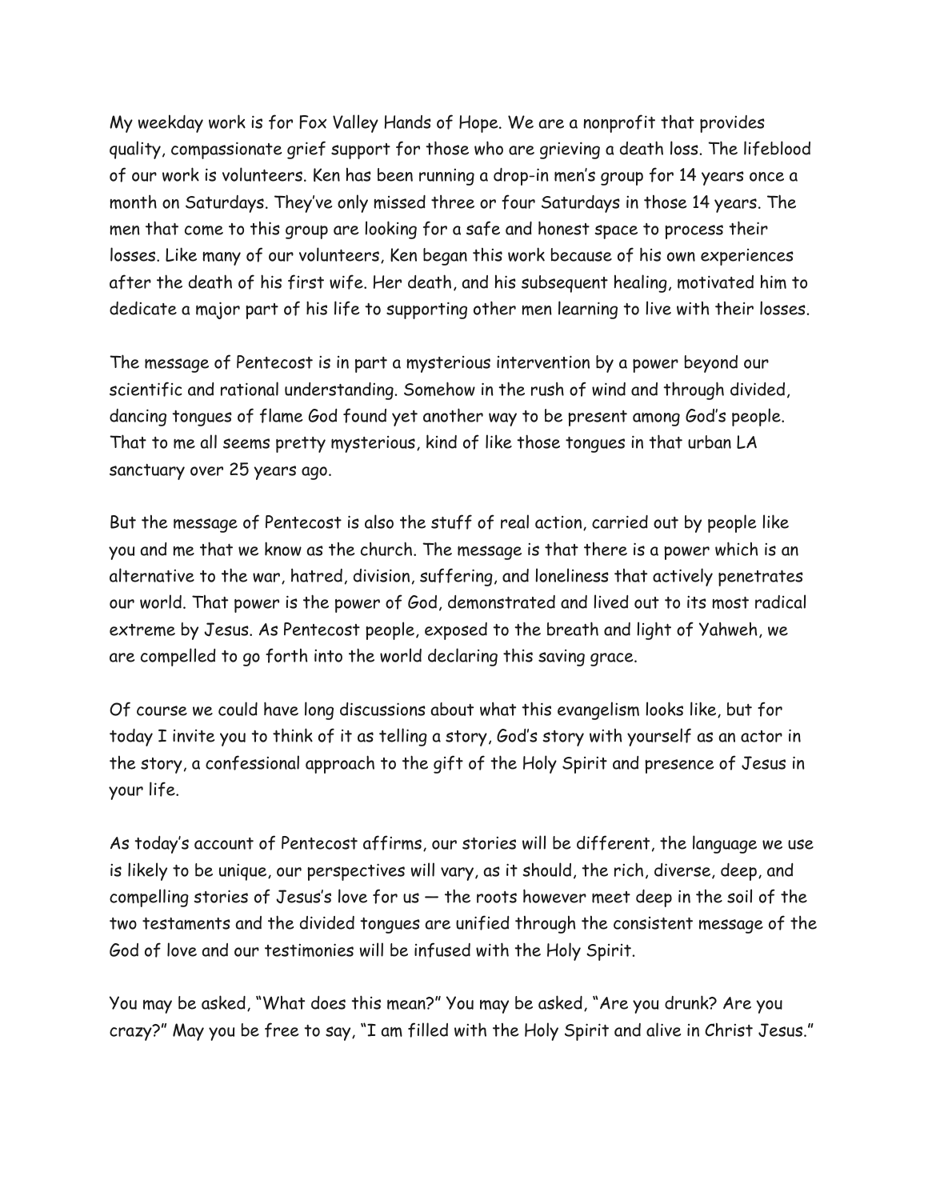My weekday work is for Fox Valley Hands of Hope. We are a nonprofit that provides quality, compassionate grief support for those who are grieving a death loss. The lifeblood of our work is volunteers. Ken has been running a drop-in men's group for 14 years once a month on Saturdays. They've only missed three or four Saturdays in those 14 years. The men that come to this group are looking for a safe and honest space to process their losses. Like many of our volunteers, Ken began this work because of his own experiences after the death of his first wife. Her death, and his subsequent healing, motivated him to dedicate a major part of his life to supporting other men learning to live with their losses.

The message of Pentecost is in part a mysterious intervention by a power beyond our scientific and rational understanding. Somehow in the rush of wind and through divided, dancing tongues of flame God found yet another way to be present among God's people. That to me all seems pretty mysterious, kind of like those tongues in that urban LA sanctuary over 25 years ago.

But the message of Pentecost is also the stuff of real action, carried out by people like you and me that we know as the church. The message is that there is a power which is an alternative to the war, hatred, division, suffering, and loneliness that actively penetrates our world. That power is the power of God, demonstrated and lived out to its most radical extreme by Jesus. As Pentecost people, exposed to the breath and light of Yahweh, we are compelled to go forth into the world declaring this saving grace.

Of course we could have long discussions about what this evangelism looks like, but for today I invite you to think of it as telling a story, God's story with yourself as an actor in the story, a confessional approach to the gift of the Holy Spirit and presence of Jesus in your life.

As today's account of Pentecost affirms, our stories will be different, the language we use is likely to be unique, our perspectives will vary, as it should, the rich, diverse, deep, and compelling stories of Jesus's love for us — the roots however meet deep in the soil of the two testaments and the divided tongues are unified through the consistent message of the God of love and our testimonies will be infused with the Holy Spirit.

You may be asked, "What does this mean?" You may be asked, "Are you drunk? Are you crazy?" May you be free to say, "I am filled with the Holy Spirit and alive in Christ Jesus."